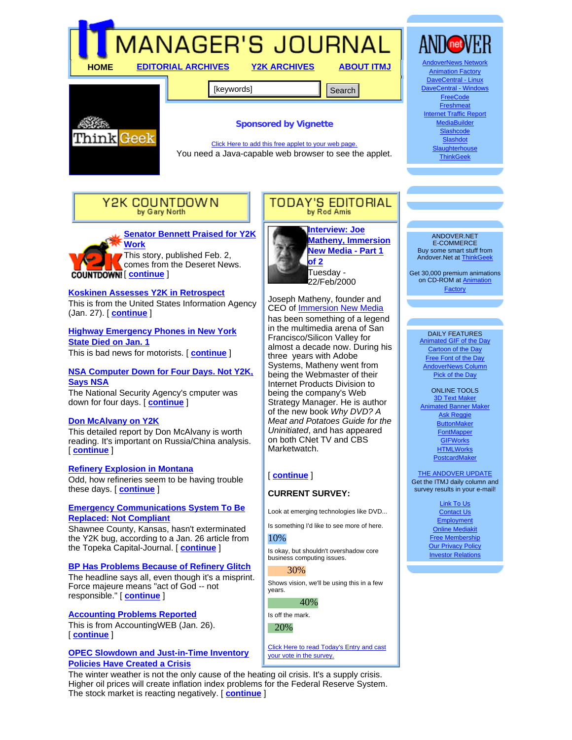# IT MANAGER'S JOURNAL

HOME | EDITORIAL ARCHIVES | Y2K ARCHIVES | ABOUT ITMJ

[keywords] Search

**Sponsored by Vignette**

Click Here to add this free applet to your web page.

You need a Java-capable web browser to see the applet.

## Y2K COUNTDOWN

by Gary North

**Senator Bennett Praised for Y2K Work**

This story, published Feb. 2, comes from the Deseret News. [ continue ]

**Koskinen Assesses Y2K in Retrospect**

This is from the United States Information Agency (Jan. 27). [ continue ]

**Highway Emergency Phones in New York State Died on Jan. 1**

This is bad news for motorists. [ continue ]

**NSA Computer Down for Four Days. Not Y2K, Says NSA**

The National Security Agency's cmputer was down for four days. [ continue ]

**Don McAlvany on Y2K**

This detailed report by Don McAlvany is worth reading. It's important on Russia/China analysis. [ continue ]

**Refinery Explosion in Montana**

Odd, how refineries seem to be having trouble these days. [ continue ]

**Emergency Communications System To Be Replaced: Not Compliant**

Shawnee County, Kansas, hasn't exterminated the Y2K bug, according to a Jan. 26 article from the Topeka Capital-Journal. [ continue ]

**BP Has Problems Because of Refinery Glitch**

The headline says all, even though it's a misprint. Force majeure means "act of God -- not responsible." [ continue ]

**Accounting Problems Reported**

This is from AccountingWEB (Jan. 26). [ continue ]

**OPEC Slowdown and Just-in-Time Inventory Policies Have Created a Crisis**

The winter weather is not the only cause of the heating oil crisis. It's a supply crisis. Higher oil prices will create inflation index problems for the Federal Reserve System. The stock market is reacting negatively. [ continue ]

## TODAY'S EDITORIAL

by Rod Amis

**Interview: Joe Matheny, Immersion New Media - Part 1 of 2**

Tuesday - 22/Feb/2000

Joseph Matheny, founder and CEO of Immersion New Media has been something of a legend in the multimedia arena of San Francisco/Silicon Valley for almost a decade now. During his three years with Adobe Systems, Matheny went from being the Webmaster of their Internet Products Division to being the company's Web Strategy Manager. He is author of the new book *Why DVD? A Meat and Potatoes Guide for the Uninitiated*, and has appeared on both CNet TV and CBS Marketwatch.

[ continue ]

**CURRENT SURVEY:**

Look at emerging technologies like DVD...

| Response | Result |
|---|---|
| Is something I'd like to see more of here. | 10% |
| Is okay, but shouldn't overshadow core business computing issues. | 30% |
| Shows vision, we'll be using this in a few years. | 40% |
| Is off the mark. | 20% |

Click Here to read Today's Entry and cast your vote in the survey.

---

AndoverNews Network
Animation Factory
DaveCentral - Linux
DaveCentral - Windows
FreeCode
Freshmeat
Internet Traffic Report
MediaBuilder
Slashcode
Slashdot
Slaughterhouse
ThinkGeek

ANDOVER.NET E-COMMERCE
Buy some smart stuff from Andover.Net at ThinkGeek

Get 30,000 premium animations on CD-ROM at Animation Factory

DAILY FEATURES
Animated GIF of the Day
Cartoon of the Day
Free Font of the Day
AndoverNews Column
Pick of the Day

ONLINE TOOLS
3D Text Maker
Animated Banner Maker
Ask Reggie
ButtonMaker
FontMapper
GIFWorks
HTMLWorks
PostcardMaker

THE ANDOVER UPDATE
Get the ITMJ daily column and survey results in your e-mail!

Link To Us
Contact Us
Employment
Online Mediakit
Free Membership
Our Privacy Policy
Investor Relations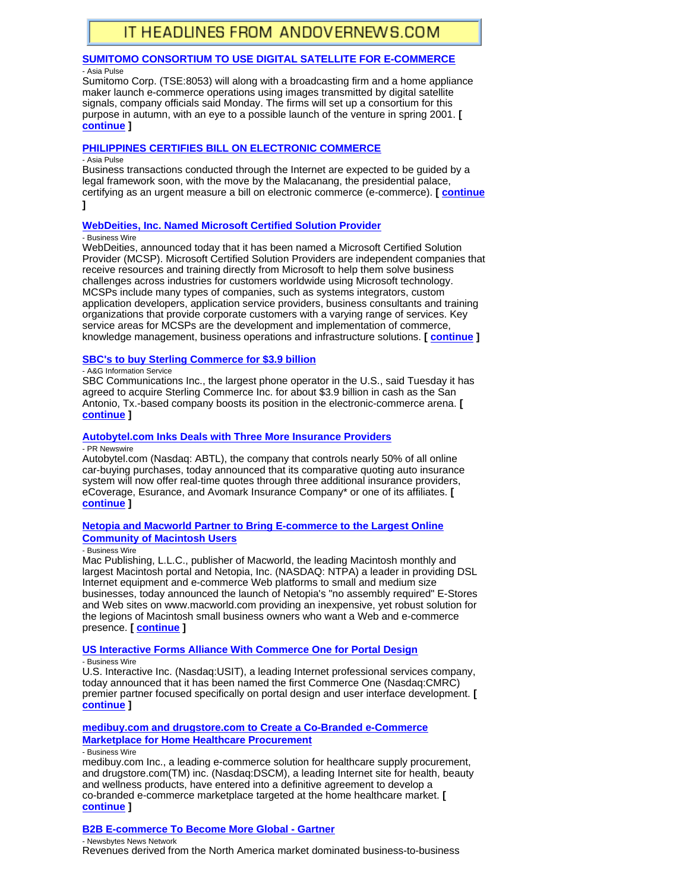# IT HEADLINES FROM ANDOVERNEWS.COM

### [SUMITOMO CONSORTIUM TO USE DIGITAL SATELLITE FOR E-COMMERCE]

- Asia Pulse

Sumitomo Corp. (TSE:8053) will along with a broadcasting firm and a home appliance maker launch e-commerce operations using images transmitted by digital satellite signals, company officials said Monday. The firms will set up a consortium for this purpose in autumn, with an eye to a possible launch of the venture in spring 2001. **[ continue ]**

### [PHILIPPINES CERTIFIES BILL ON ELECTRONIC COMMERCE]

- Asia Pulse

Business transactions conducted through the Internet are expected to be guided by a legal framework soon, with the move by the Malacanang, the presidential palace, certifying as an urgent measure a bill on electronic commerce (e-commerce). **[ continue ]**

### [WebDeities, Inc. Named Microsoft Certified Solution Provider]

- Business Wire

WebDeities, announced today that it has been named a Microsoft Certified Solution Provider (MCSP). Microsoft Certified Solution Providers are independent companies that receive resources and training directly from Microsoft to help them solve business challenges across industries for customers worldwide using Microsoft technology. MCSPs include many types of companies, such as systems integrators, custom application developers, application service providers, business consultants and training organizations that provide corporate customers with a varying range of services. Key service areas for MCSPs are the development and implementation of commerce, knowledge management, business operations and infrastructure solutions. **[ continue ]**

### [SBC's to buy Sterling Commerce for $3.9 billion]

- A&G Information Service

SBC Communications Inc., the largest phone operator in the U.S., said Tuesday it has agreed to acquire Sterling Commerce Inc. for about $3.9 billion in cash as the San Antonio, Tx.-based company boosts its position in the electronic-commerce arena. **[ continue ]**

### [Autobytel.com Inks Deals with Three More Insurance Providers]

- PR Newswire

Autobytel.com (Nasdaq: ABTL), the company that controls nearly 50% of all online car-buying purchases, today announced that its comparative quoting auto insurance system will now offer real-time quotes through three additional insurance providers, eCoverage, Esurance, and Avomark Insurance Company* or one of its affiliates. **[ continue ]**

### [Netopia and Macworld Partner to Bring E-commerce to the Largest Online Community of Macintosh Users]

- Business Wire

Mac Publishing, L.L.C., publisher of Macworld, the leading Macintosh monthly and largest Macintosh portal and Netopia, Inc. (NASDAQ: NTPA) a leader in providing DSL Internet equipment and e-commerce Web platforms to small and medium size businesses, today announced the launch of Netopia's "no assembly required" E-Stores and Web sites on www.macworld.com providing an inexpensive, yet robust solution for the legions of Macintosh small business owners who want a Web and e-commerce presence. **[ continue ]**

### [US Interactive Forms Alliance With Commerce One for Portal Design]

- Business Wire

U.S. Interactive Inc. (Nasdaq:USIT), a leading Internet professional services company, today announced that it has been named the first Commerce One (Nasdaq:CMRC) premier partner focused specifically on portal design and user interface development. **[ continue ]**

### [medibuy.com and drugstore.com to Create a Co-Branded e-Commerce Marketplace for Home Healthcare Procurement]

- Business Wire

medibuy.com Inc., a leading e-commerce solution for healthcare supply procurement, and drugstore.com(TM) inc. (Nasdaq:DSCM), a leading Internet site for health, beauty and wellness products, have entered into a definitive agreement to develop a co-branded e-commerce marketplace targeted at the home healthcare market. **[ continue ]**

### [B2B E-commerce To Become More Global - Gartner]

- Newsbytes News Network

Revenues derived from the North America market dominated business-to-business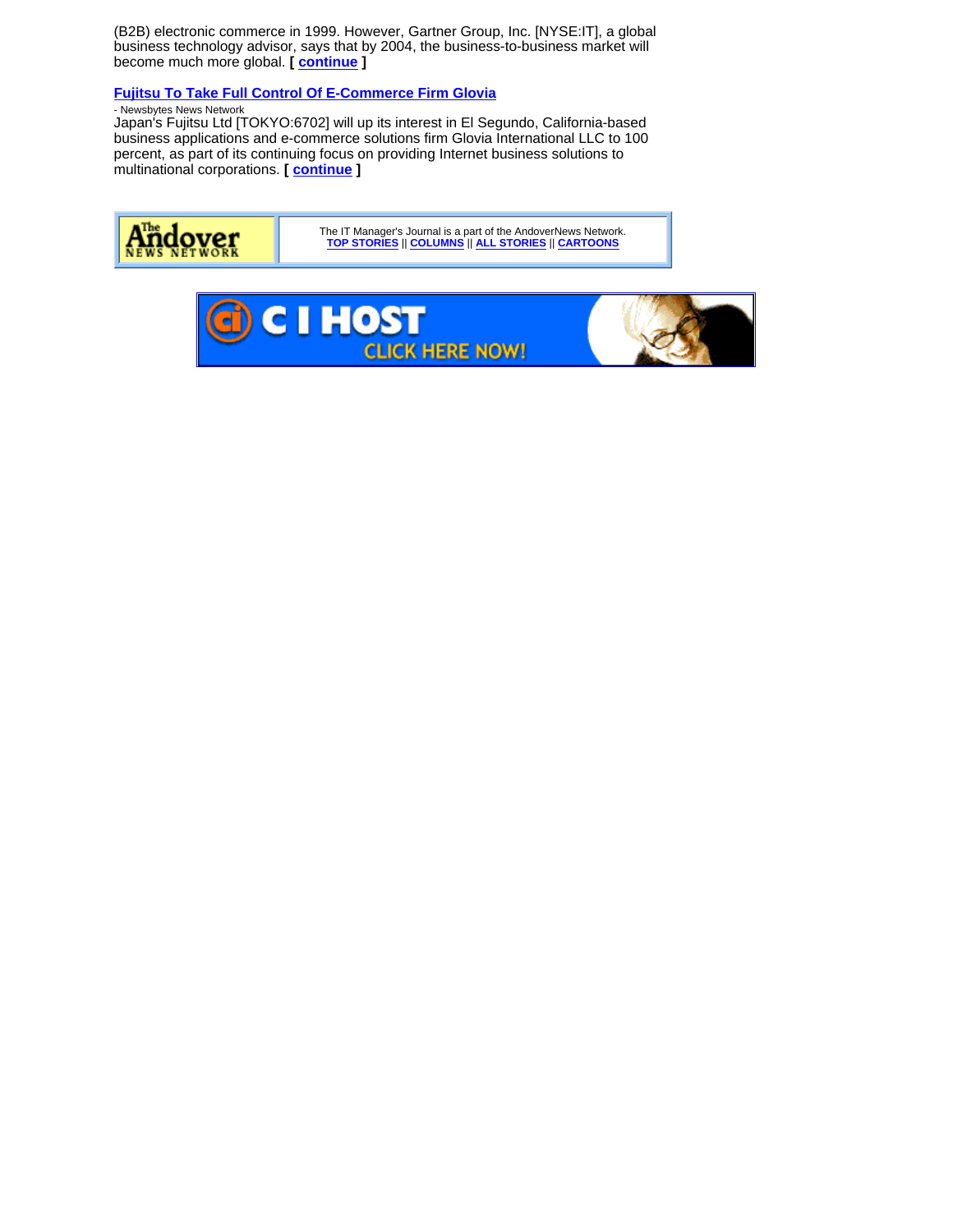(B2B) electronic commerce in 1999. However, Gartner Group, Inc. [NYSE:IT], a global business technology advisor, says that by 2004, the business-to-business market will become much more global. **[ continue ]**

### Fujitsu To Take Full Control Of E-Commerce Firm Glovia

- Newsbytes News Network

Japan's Fujitsu Ltd [TOKYO:6702] will up its interest in El Segundo, California-based business applications and e-commerce solutions firm Glovia International LLC to 100 percent, as part of its continuing focus on providing Internet business solutions to multinational corporations. **[ continue ]**

The Andover NEWS NETWORK

The IT Manager's Journal is a part of the AndoverNews Network.
**TOP STORIES** || **COLUMNS** || **ALL STORIES** || **CARTOONS**

C I HOST
CLICK HERE NOW!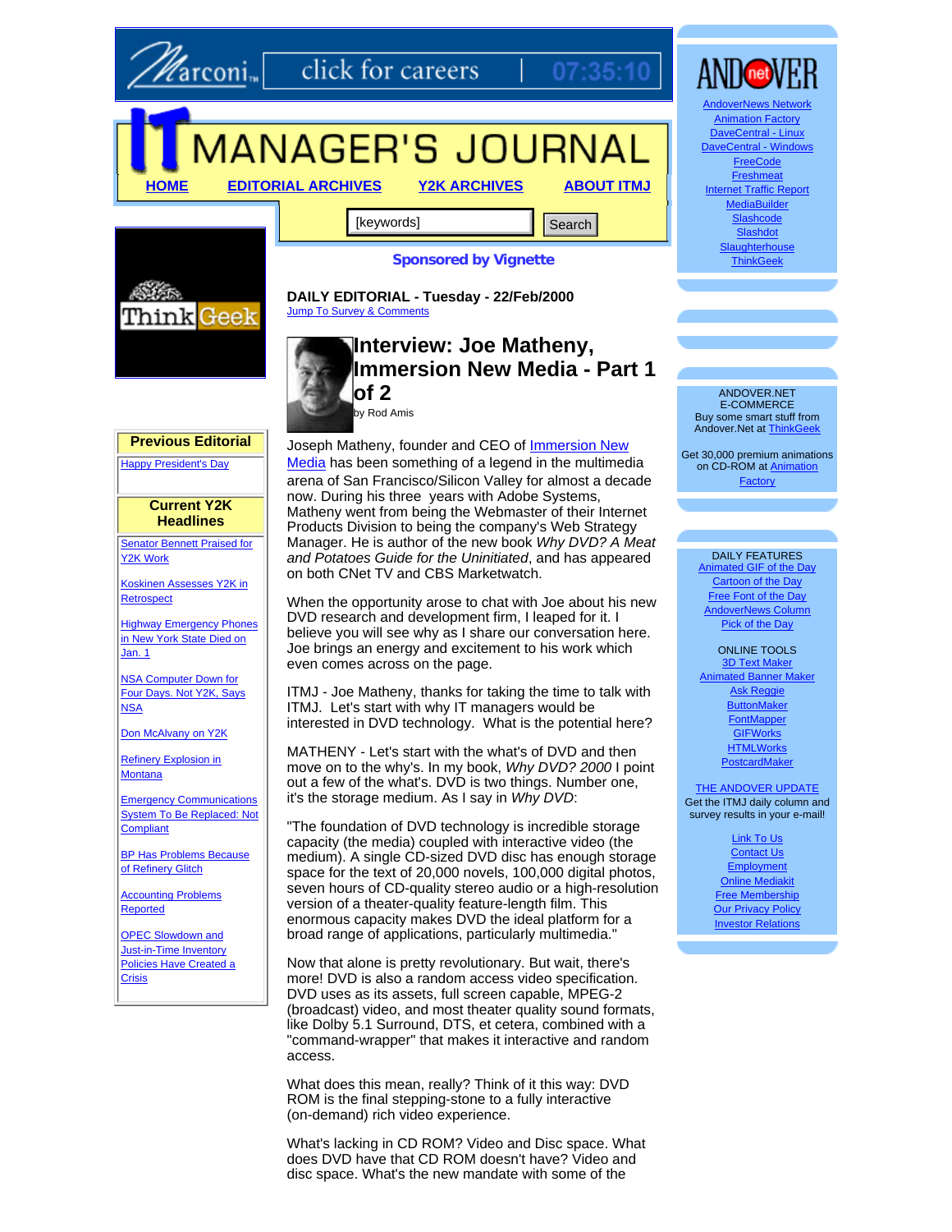Marconi click for careers | 07:35:10

# IT MANAGER'S JOURNAL

HOME | EDITORIAL ARCHIVES | Y2K ARCHIVES | ABOUT ITMJ

[keywords] Search

**Sponsored by Vignette**

### Previous Editorial

Happy President's Day

### Current Y2K Headlines

Senator Bennett Praised for Y2K Work

Koskinen Assesses Y2K in Retrospect

Highway Emergency Phones in New York State Died on Jan. 1

NSA Computer Down for Four Days. Not Y2K, Says NSA

Don McAlvany on Y2K

Refinery Explosion in Montana

Emergency Communications System To Be Replaced: Not Compliant

BP Has Problems Because of Refinery Glitch

Accounting Problems Reported

OPEC Slowdown and Just-in-Time Inventory Policies Have Created a Crisis

**DAILY EDITORIAL - Tuesday - 22/Feb/2000**

Jump To Survey & Comments

## Interview: Joe Matheny, Immersion New Media - Part 1 of 2

by Rod Amis

Joseph Matheny, founder and CEO of Immersion New Media has been something of a legend in the multimedia arena of San Francisco/Silicon Valley for almost a decade now. During his three years with Adobe Systems, Matheny went from being the Webmaster of their Internet Products Division to being the company's Web Strategy Manager. He is author of the new book *Why DVD? A Meat and Potatoes Guide for the Uninitiated*, and has appeared on both CNet TV and CBS Marketwatch.

When the opportunity arose to chat with Joe about his new DVD research and development firm, I leaped for it. I believe you will see why as I share our conversation here. Joe brings an energy and excitement to his work which even comes across on the page.

ITMJ - Joe Matheny, thanks for taking the time to talk with ITMJ. Let's start with why IT managers would be interested in DVD technology. What is the potential here?

MATHENY - Let's start with the what's of DVD and then move on to the why's. In my book, *Why DVD? 2000* I point out a few of the what's. DVD is two things. Number one, it's the storage medium. As I say in *Why DVD*:

"The foundation of DVD technology is incredible storage capacity (the media) coupled with interactive video (the medium). A single CD-sized DVD disc has enough storage space for the text of 20,000 novels, 100,000 digital photos, seven hours of CD-quality stereo audio or a high-resolution version of a theater-quality feature-length film. This enormous capacity makes DVD the ideal platform for a broad range of applications, particularly multimedia."

Now that alone is pretty revolutionary. But wait, there's more! DVD is also a random access video specification. DVD uses as its assets, full screen capable, MPEG-2 (broadcast) video, and most theater quality sound formats, like Dolby 5.1 Surround, DTS, et cetera, combined with a "command-wrapper" that makes it interactive and random access.

What does this mean, really? Think of it this way: DVD ROM is the final stepping-stone to a fully interactive (on-demand) rich video experience.

What's lacking in CD ROM? Video and Disc space. What does DVD have that CD ROM doesn't have? Video and disc space. What's the new mandate with some of the

---

ANDOVER.net

AndoverNews Network
Animation Factory
DaveCentral - Linux
DaveCentral - Windows
FreeCode
Freshmeat
Internet Traffic Report
MediaBuilder
Slashcode
Slashdot
Slaughterhouse
ThinkGeek

ANDOVER.NET E-COMMERCE
Buy some smart stuff from Andover.Net at ThinkGeek

Get 30,000 premium animations on CD-ROM at Animation Factory

DAILY FEATURES
Animated GIF of the Day
Cartoon of the Day
Free Font of the Day
AndoverNews Column
Pick of the Day

ONLINE TOOLS
3D Text Maker
Animated Banner Maker
Ask Reggie
ButtonMaker
FontMapper
GIFWorks
HTMLWorks
PostcardMaker

THE ANDOVER UPDATE
Get the ITMJ daily column and survey results in your e-mail!

Link To Us
Contact Us
Employment
Online Mediakit
Free Membership
Our Privacy Policy
Investor Relations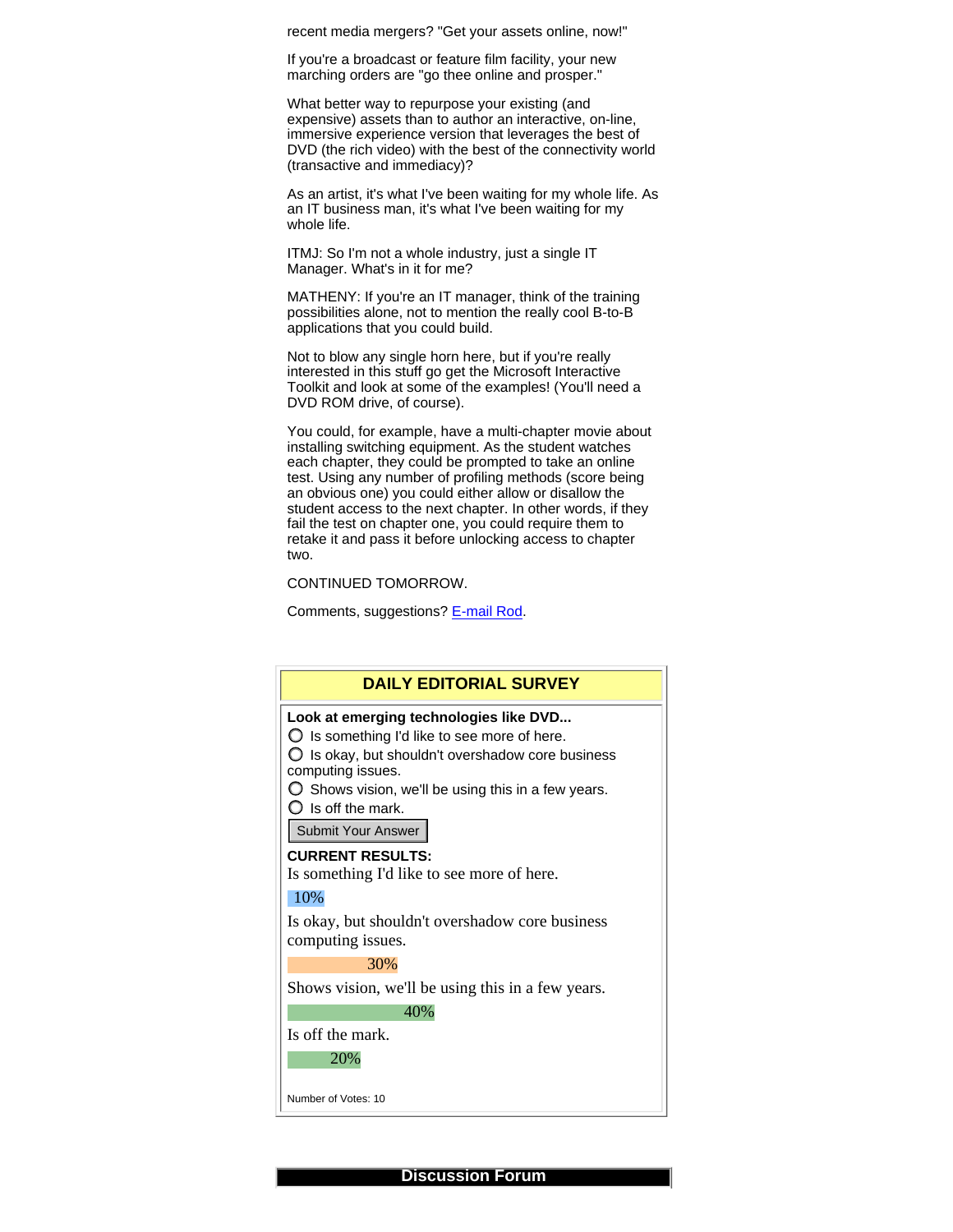recent media mergers? "Get your assets online, now!"

If you're a broadcast or feature film facility, your new marching orders are "go thee online and prosper."

What better way to repurpose your existing (and expensive) assets than to author an interactive, on-line, immersive experience version that leverages the best of DVD (the rich video) with the best of the connectivity world (transactive and immediacy)?

As an artist, it's what I've been waiting for my whole life. As an IT business man, it's what I've been waiting for my whole life.

ITMJ: So I'm not a whole industry, just a single IT Manager. What's in it for me?

MATHENY: If you're an IT manager, think of the training possibilities alone, not to mention the really cool B-to-B applications that you could build.

Not to blow any single horn here, but if you're really interested in this stuff go get the Microsoft Interactive Toolkit and look at some of the examples! (You'll need a DVD ROM drive, of course).

You could, for example, have a multi-chapter movie about installing switching equipment. As the student watches each chapter, they could be prompted to take an online test. Using any number of profiling methods (score being an obvious one) you could either allow or disallow the student access to the next chapter. In other words, if they fail the test on chapter one, you could require them to retake it and pass it before unlocking access to chapter two.

CONTINUED TOMORROW.

Comments, suggestions? E-mail Rod.

## DAILY EDITORIAL SURVEY

**Look at emerging technologies like DVD...**

- ○ Is something I'd like to see more of here.
- ○ Is okay, but shouldn't overshadow core business computing issues.
- ○ Shows vision, we'll be using this in a few years.
- ○ Is off the mark.

Submit Your Answer

**CURRENT RESULTS:**

Is something I'd like to see more of here.

10%

Is okay, but shouldn't overshadow core business computing issues.

30%

Shows vision, we'll be using this in a few years.

40%

Is off the mark.

20%

Number of Votes: 10

## Discussion Forum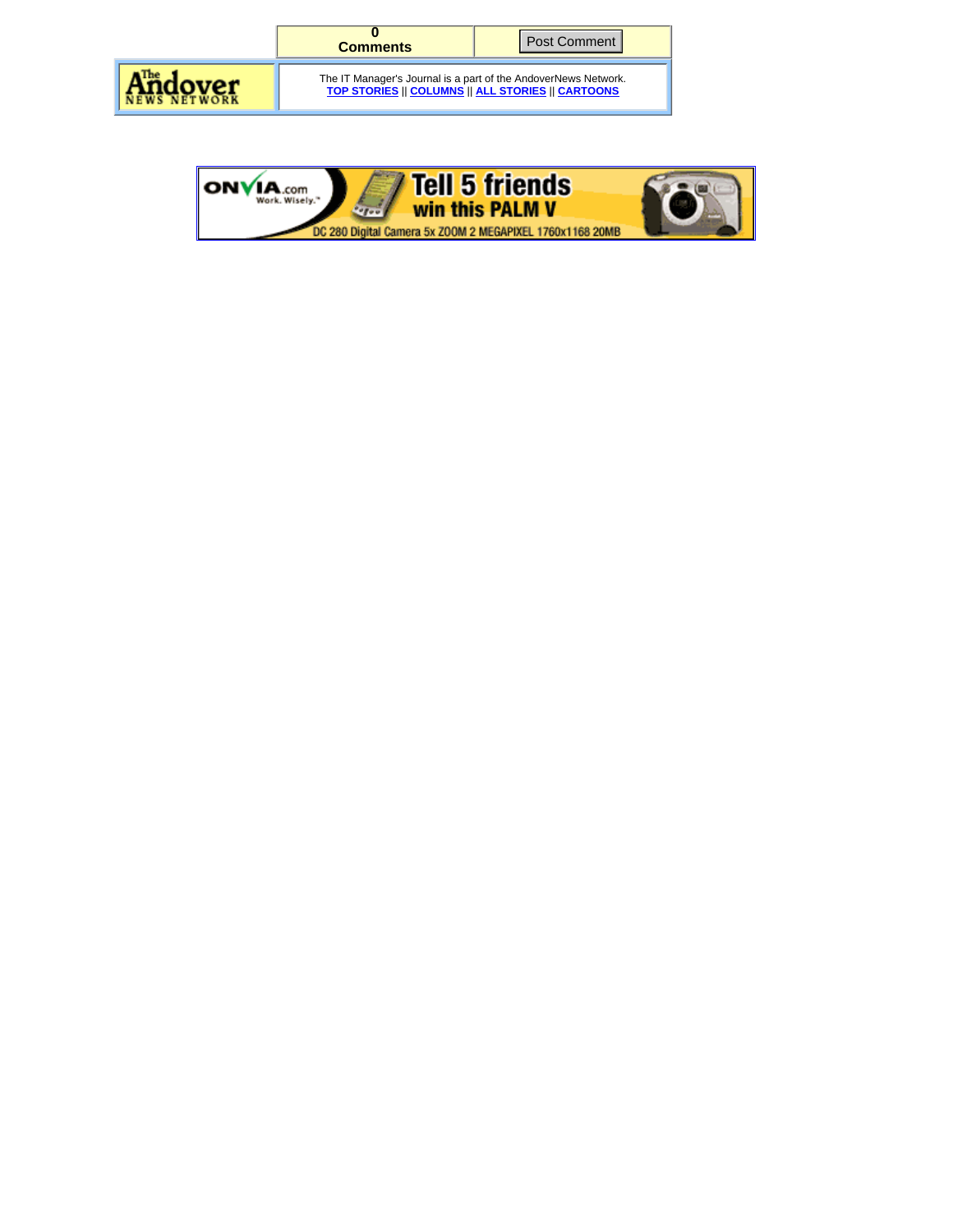| 0 Comments | Post Comment |
| --- | --- |

| The Andover NEWS NETWORK | The IT Manager's Journal is a part of the AndoverNews Network. **TOP STORIES** \|\| **COLUMNS** \|\| **ALL STORIES** \|\| **CARTOONS** |
| --- | --- |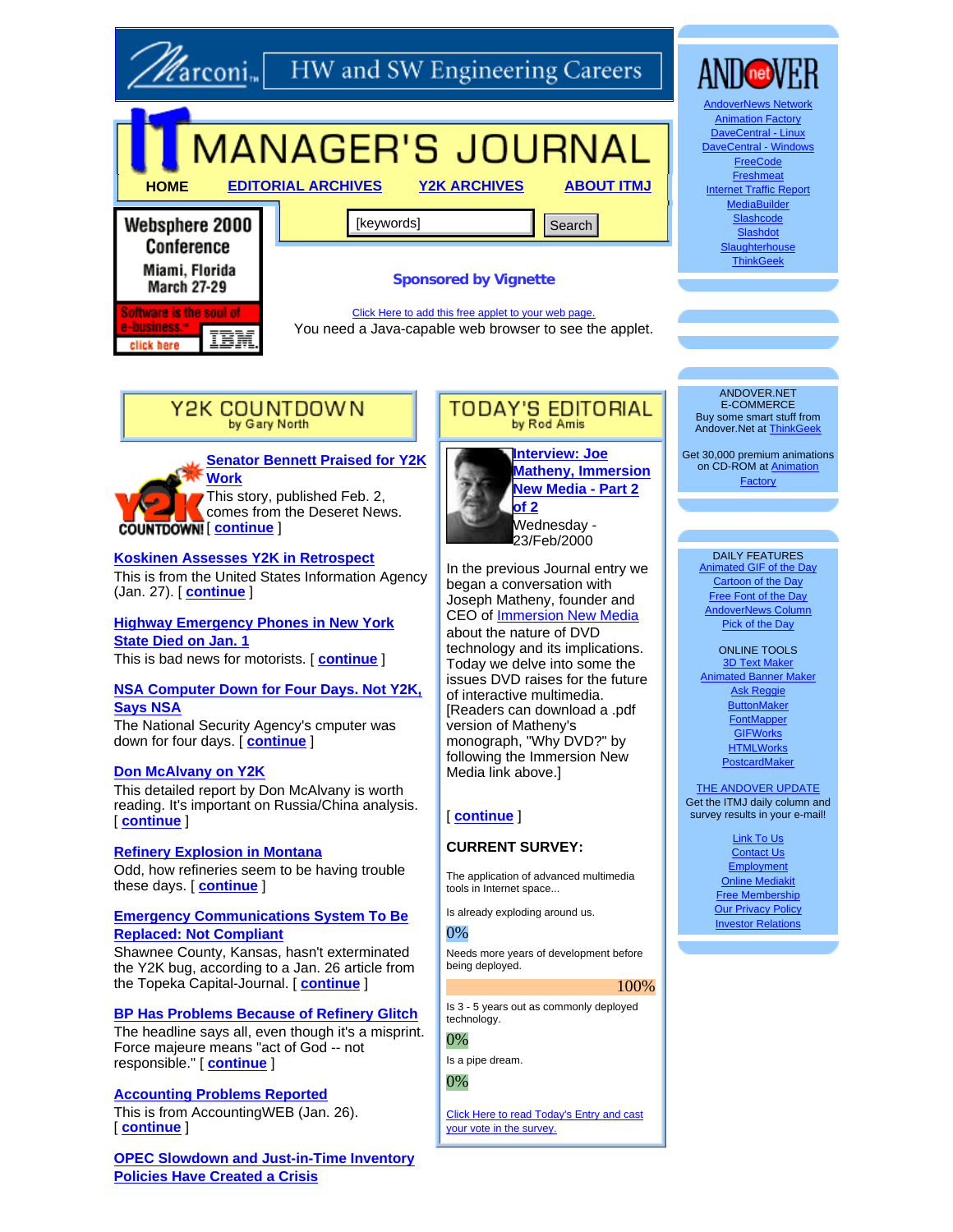Marconi HW and SW Engineering Careers

# IT MANAGER'S JOURNAL

**HOME** | **EDITORIAL ARCHIVES** | **Y2K ARCHIVES** | **ABOUT ITMJ**

Websphere 2000 Conference
Miami, Florida
March 27-29
Software is the soul of e-business. click here IBM

[keywords] Search

**Sponsored by Vignette**

Click Here to add this free applet to your web page.
You need a Java-capable web browser to see the applet.

## Y2K COUNTDOWN
by Gary North

### Senator Bennett Praised for Y2K Work

This story, published Feb. 2, comes from the Deseret News. [ **continue** ]

### Koskinen Assesses Y2K in Retrospect

This is from the United States Information Agency (Jan. 27). [ **continue** ]

### Highway Emergency Phones in New York State Died on Jan. 1

This is bad news for motorists. [ **continue** ]

### NSA Computer Down for Four Days. Not Y2K, Says NSA

The National Security Agency's cmputer was down for four days. [ **continue** ]

### Don McAlvany on Y2K

This detailed report by Don McAlvany is worth reading. It's important on Russia/China analysis. [ **continue** ]

### Refinery Explosion in Montana

Odd, how refineries seem to be having trouble these days. [ **continue** ]

### Emergency Communications System To Be Replaced: Not Compliant

Shawnee County, Kansas, hasn't exterminated the Y2K bug, according to a Jan. 26 article from the Topeka Capital-Journal. [ **continue** ]

### BP Has Problems Because of Refinery Glitch

The headline says all, even though it's a misprint. Force majeure means "act of God -- not responsible." [ **continue** ]

### Accounting Problems Reported

This is from AccountingWEB (Jan. 26). [ **continue** ]

### OPEC Slowdown and Just-in-Time Inventory Policies Have Created a Crisis

## TODAY'S EDITORIAL
by Rod Amis

### Interview: Joe Matheny, Immersion New Media - Part 2 of 2

Wednesday - 23/Feb/2000

In the previous Journal entry we began a conversation with Joseph Matheny, founder and CEO of Immersion New Media about the nature of DVD technology and its implications. Today we delve into some the issues DVD raises for the future of interactive multimedia. [Readers can download a .pdf version of Matheny's monograph, "Why DVD?" by following the Immersion New Media link above.]

[ **continue** ]

**CURRENT SURVEY:**

The application of advanced multimedia tools in Internet space...

Is already exploding around us.
0%

Needs more years of development before being deployed.
100%

Is 3 - 5 years out as commonly deployed technology.
0%

Is a pipe dream.
0%

Click Here to read Today's Entry and cast your vote in the survey.

---

ANDOVER.net

AndoverNews Network
Animation Factory
DaveCentral - Linux
DaveCentral - Windows
FreeCode
Freshmeat
Internet Traffic Report
MediaBuilder
Slashcode
Slashdot
Slaughterhouse
ThinkGeek

ANDOVER.NET E-COMMERCE
Buy some smart stuff from Andover.Net at ThinkGeek

Get 30,000 premium animations on CD-ROM at Animation Factory

DAILY FEATURES
Animated GIF of the Day
Cartoon of the Day
Free Font of the Day
AndoverNews Column
Pick of the Day

ONLINE TOOLS
3D Text Maker
Animated Banner Maker
Ask Reggie
ButtonMaker
FontMapper
GIFWorks
HTMLWorks
PostcardMaker

THE ANDOVER UPDATE
Get the ITMJ daily column and survey results in your e-mail!

Link To Us
Contact Us
Employment
Online Mediakit
Free Membership
Our Privacy Policy
Investor Relations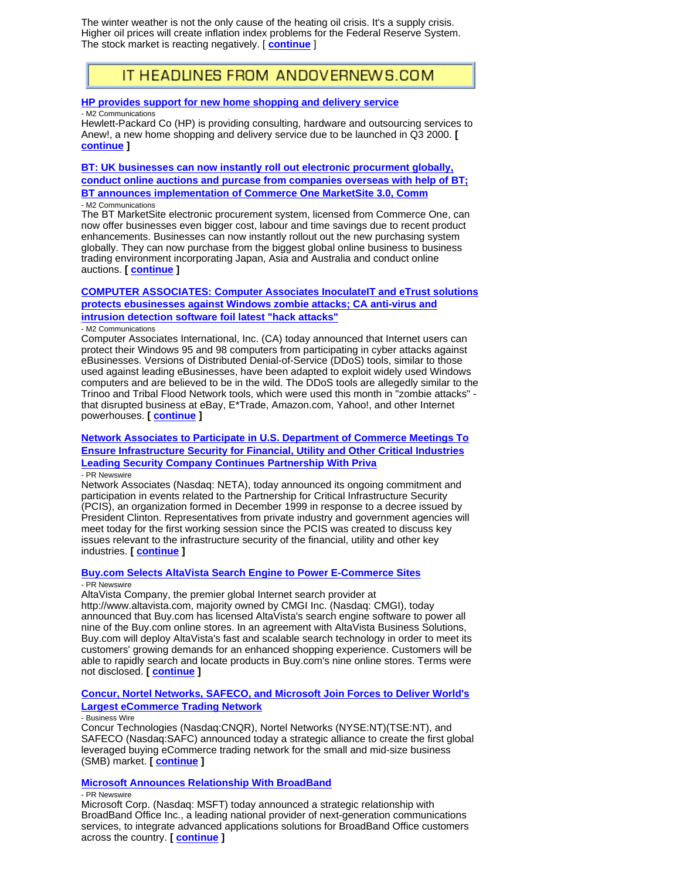The winter weather is not the only cause of the heating oil crisis. It's a supply crisis. Higher oil prices will create inflation index problems for the Federal Reserve System. The stock market is reacting negatively. [ continue ]

## IT HEADLINES FROM ANDOVERNEWS.COM

**HP provides support for new home shopping and delivery service**

- M2 Communications

Hewlett-Packard Co (HP) is providing consulting, hardware and outsourcing services to Anew!, a new home shopping and delivery service due to be launched in Q3 2000. **[ continue ]**

**BT: UK businesses can now instantly roll out electronic procurment globally, conduct online auctions and purcase from companies overseas with help of BT; BT announces implementation of Commerce One MarketSite 3.0, Comm**

- M2 Communications

The BT MarketSite electronic procurement system, licensed from Commerce One, can now offer businesses even bigger cost, labour and time savings due to recent product enhancements. Businesses can now instantly rollout out the new purchasing system globally. They can now purchase from the biggest global online business to business trading environment incorporating Japan, Asia and Australia and conduct online auctions. **[ continue ]**

**COMPUTER ASSOCIATES: Computer Associates InoculateIT and eTrust solutions protects ebusinesses against Windows zombie attacks; CA anti-virus and intrusion detection software foil latest "hack attacks"**

- M2 Communications

Computer Associates International, Inc. (CA) today announced that Internet users can protect their Windows 95 and 98 computers from participating in cyber attacks against eBusinesses. Versions of Distributed Denial-of-Service (DDoS) tools, similar to those used against leading eBusinesses, have been adapted to exploit widely used Windows computers and are believed to be in the wild. The DDoS tools are allegedly similar to the Trinoo and Tribal Flood Network tools, which were used this month in "zombie attacks" - that disrupted business at eBay, E*Trade, Amazon.com, Yahoo!, and other Internet powerhouses. **[ continue ]**

**Network Associates to Participate in U.S. Department of Commerce Meetings To Ensure Infrastructure Security for Financial, Utility and Other Critical Industries Leading Security Company Continues Partnership With Priva**

- PR Newswire

Network Associates (Nasdaq: NETA), today announced its ongoing commitment and participation in events related to the Partnership for Critical Infrastructure Security (PCIS), an organization formed in December 1999 in response to a decree issued by President Clinton. Representatives from private industry and government agencies will meet today for the first working session since the PCIS was created to discuss key issues relevant to the infrastructure security of the financial, utility and other key industries. **[ continue ]**

**Buy.com Selects AltaVista Search Engine to Power E-Commerce Sites**

- PR Newswire

AltaVista Company, the premier global Internet search provider at http://www.altavista.com, majority owned by CMGI Inc. (Nasdaq: CMGI), today announced that Buy.com has licensed AltaVista's search engine software to power all nine of the Buy.com online stores. In an agreement with AltaVista Business Solutions, Buy.com will deploy AltaVista's fast and scalable search technology in order to meet its customers' growing demands for an enhanced shopping experience. Customers will be able to rapidly search and locate products in Buy.com's nine online stores. Terms were not disclosed. **[ continue ]**

**Concur, Nortel Networks, SAFECO, and Microsoft Join Forces to Deliver World's Largest eCommerce Trading Network**

- Business Wire

Concur Technologies (Nasdaq:CNQR), Nortel Networks (NYSE:NT)(TSE:NT), and SAFECO (Nasdaq:SAFC) announced today a strategic alliance to create the first global leveraged buying eCommerce trading network for the small and mid-size business (SMB) market. **[ continue ]**

**Microsoft Announces Relationship With BroadBand**

- PR Newswire

Microsoft Corp. (Nasdaq: MSFT) today announced a strategic relationship with BroadBand Office Inc., a leading national provider of next-generation communications services, to integrate advanced applications solutions for BroadBand Office customers across the country. **[ continue ]**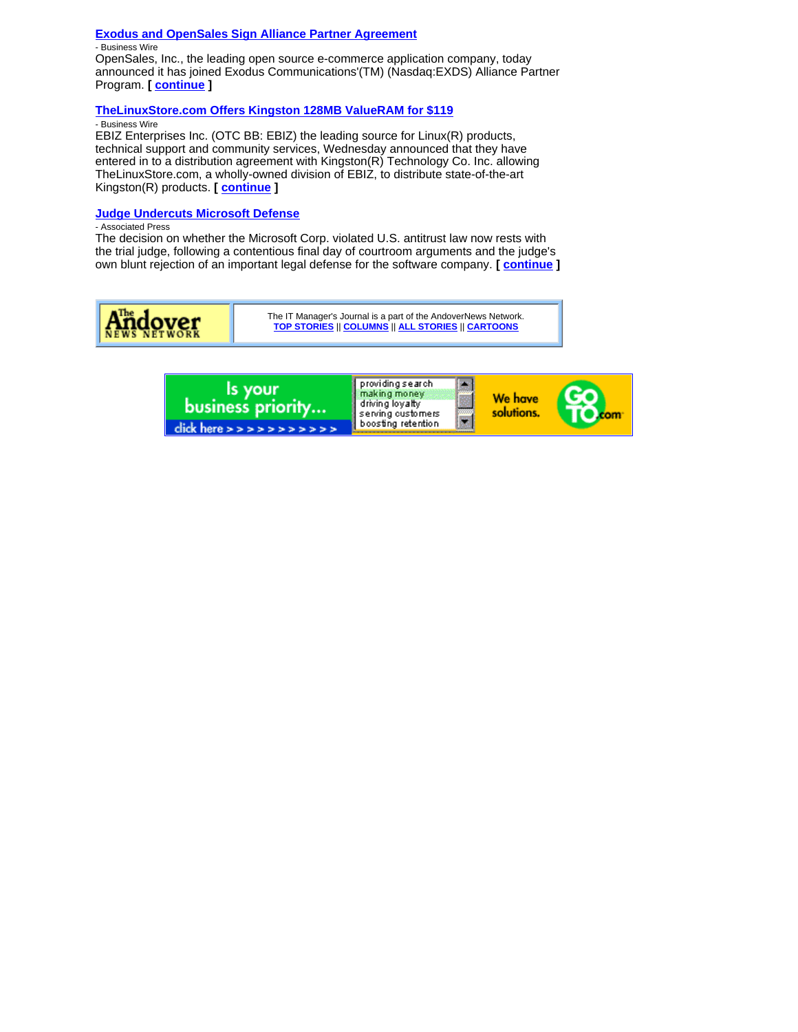**Exodus and OpenSales Sign Alliance Partner Agreement**

- Business Wire

OpenSales, Inc., the leading open source e-commerce application company, today announced it has joined Exodus Communications'(TM) (Nasdaq:EXDS) Alliance Partner Program. **[ continue ]**

**TheLinuxStore.com Offers Kingston 128MB ValueRAM for $119**

- Business Wire

EBIZ Enterprises Inc. (OTC BB: EBIZ) the leading source for Linux(R) products, technical support and community services, Wednesday announced that they have entered in to a distribution agreement with Kingston(R) Technology Co. Inc. allowing TheLinuxStore.com, a wholly-owned division of EBIZ, to distribute state-of-the-art Kingston(R) products. **[ continue ]**

**Judge Undercuts Microsoft Defense**

- Associated Press

The decision on whether the Microsoft Corp. violated U.S. antitrust law now rests with the trial judge, following a contentious final day of courtroom arguments and the judge's own blunt rejection of an important legal defense for the software company. **[ continue ]**

The Andover News Network

The IT Manager's Journal is a part of the AndoverNews Network.
**TOP STORIES** || **COLUMNS** || **ALL STORIES** || **CARTOONS**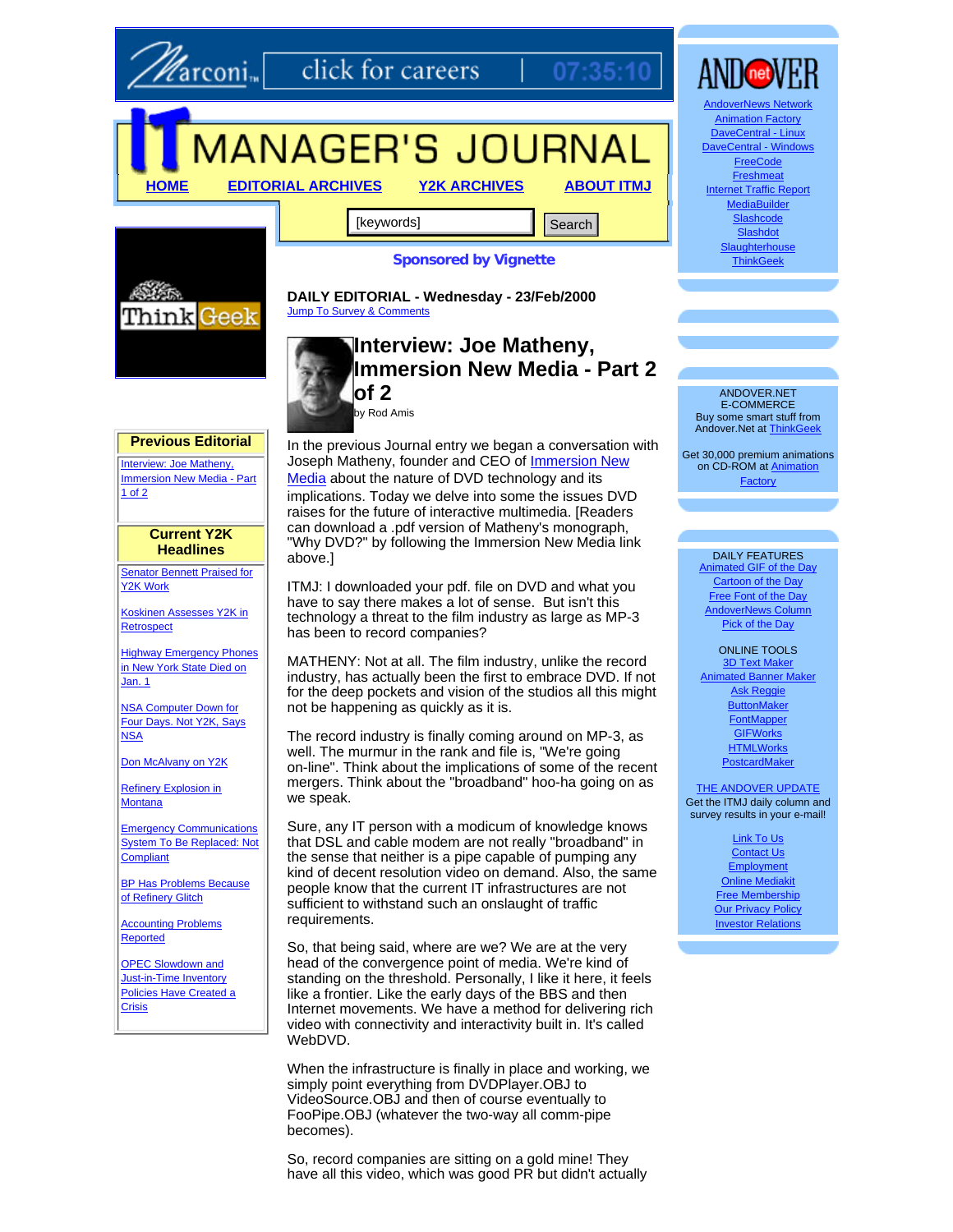Marconi click for careers 07:35:10

# IT MANAGER'S JOURNAL

HOME | EDITORIAL ARCHIVES | Y2K ARCHIVES | ABOUT ITMJ

[keywords] Search

**Sponsored by Vignette**

**DAILY EDITORIAL - Wednesday - 23/Feb/2000**

Jump To Survey & Comments

## Interview: Joe Matheny, Immersion New Media - Part 2 of 2

by Rod Amis

In the previous Journal entry we began a conversation with Joseph Matheny, founder and CEO of Immersion New Media about the nature of DVD technology and its implications. Today we delve into some the issues DVD raises for the future of interactive multimedia. [Readers can download a .pdf version of Matheny's monograph, "Why DVD?" by following the Immersion New Media link above.]

ITMJ: I downloaded your pdf. file on DVD and what you have to say there makes a lot of sense. But isn't this technology a threat to the film industry as large as MP-3 has been to record companies?

MATHENY: Not at all. The film industry, unlike the record industry, has actually been the first to embrace DVD. If not for the deep pockets and vision of the studios all this might not be happening as quickly as it is.

The record industry is finally coming around on MP-3, as well. The murmur in the rank and file is, "We're going on-line". Think about the implications of some of the recent mergers. Think about the "broadband" hoo-ha going on as we speak.

Sure, any IT person with a modicum of knowledge knows that DSL and cable modem are not really "broadband" in the sense that neither is a pipe capable of pumping any kind of decent resolution video on demand. Also, the same people know that the current IT infrastructures are not sufficient to withstand such an onslaught of traffic requirements.

So, that being said, where are we? We are at the very head of the convergence point of media. We're kind of standing on the threshold. Personally, I like it here, it feels like a frontier. Like the early days of the BBS and then Internet movements. We have a method for delivering rich video with connectivity and interactivity built in. It's called WebDVD.

When the infrastructure is finally in place and working, we simply point everything from DVDPlayer.OBJ to VideoSource.OBJ and then of course eventually to FooPipe.OBJ (whatever the two-way all comm-pipe becomes).

So, record companies are sitting on a gold mine! They have all this video, which was good PR but didn't actually

---

**Previous Editorial**

Interview: Joe Matheny, Immersion New Media - Part 1 of 2

**Current Y2K Headlines**

- Senator Bennett Praised for Y2K Work
- Koskinen Assesses Y2K in Retrospect
- Highway Emergency Phones in New York State Died on Jan. 1
- NSA Computer Down for Four Days. Not Y2K, Says NSA
- Don McAlvany on Y2K
- Refinery Explosion in Montana
- Emergency Communications System To Be Replaced: Not Compliant
- BP Has Problems Because of Refinery Glitch
- Accounting Problems Reported
- OPEC Slowdown and Just-in-Time Inventory Policies Have Created a Crisis

---

ANDOVER.net

- AndoverNews Network
- Animation Factory
- DaveCentral - Linux
- DaveCentral - Windows
- FreeCode
- Freshmeat
- Internet Traffic Report
- MediaBuilder
- Slashcode
- Slashdot
- Slaughterhouse
- ThinkGeek

ANDOVER.NET E-COMMERCE
Buy some smart stuff from Andover.Net at ThinkGeek

Get 30,000 premium animations on CD-ROM at Animation Factory

DAILY FEATURES

- Animated GIF of the Day
- Cartoon of the Day
- Free Font of the Day
- AndoverNews Column
- Pick of the Day

ONLINE TOOLS

- 3D Text Maker
- Animated Banner Maker
- Ask Reggie
- ButtonMaker
- FontMapper
- GIFWorks
- HTMLWorks
- PostcardMaker

THE ANDOVER UPDATE
Get the ITMJ daily column and survey results in your e-mail!

- Link To Us
- Contact Us
- Employment
- Online Mediakit
- Free Membership
- Our Privacy Policy
- Investor Relations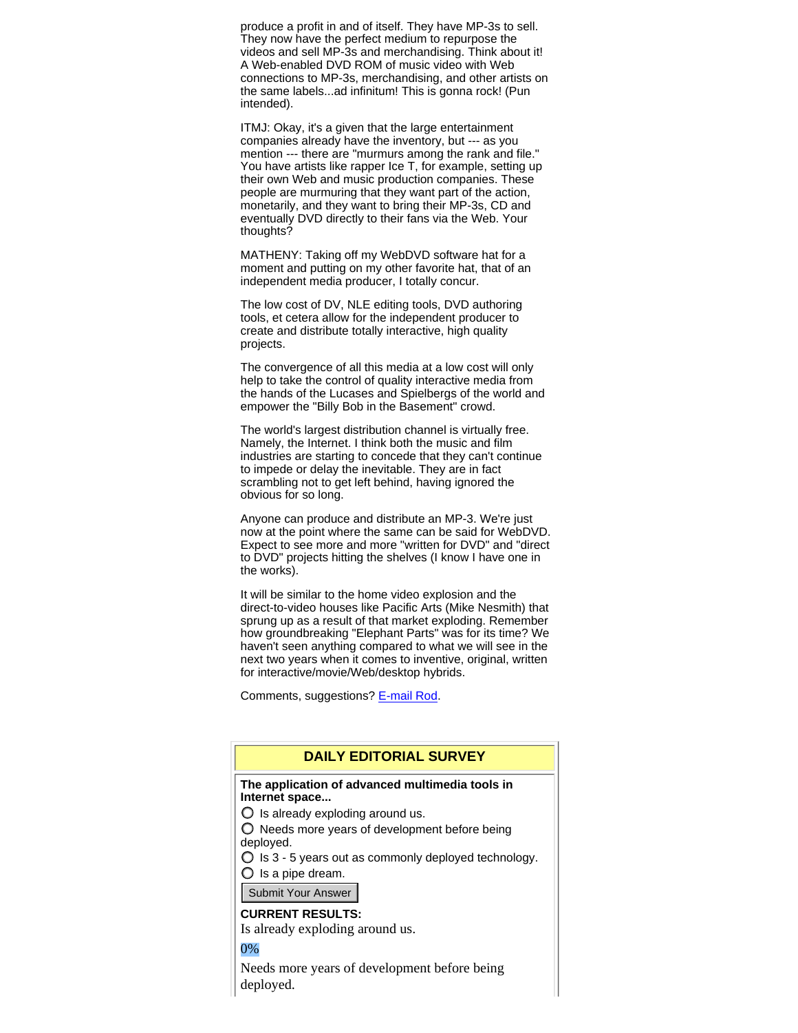produce a profit in and of itself. They have MP-3s to sell. They now have the perfect medium to repurpose the videos and sell MP-3s and merchandising. Think about it! A Web-enabled DVD ROM of music video with Web connections to MP-3s, merchandising, and other artists on the same labels...ad infinitum! This is gonna rock! (Pun intended).

ITMJ: Okay, it's a given that the large entertainment companies already have the inventory, but --- as you mention --- there are "murmurs among the rank and file." You have artists like rapper Ice T, for example, setting up their own Web and music production companies. These people are murmuring that they want part of the action, monetarily, and they want to bring their MP-3s, CD and eventually DVD directly to their fans via the Web. Your thoughts?

MATHENY: Taking off my WebDVD software hat for a moment and putting on my other favorite hat, that of an independent media producer, I totally concur.

The low cost of DV, NLE editing tools, DVD authoring tools, et cetera allow for the independent producer to create and distribute totally interactive, high quality projects.

The convergence of all this media at a low cost will only help to take the control of quality interactive media from the hands of the Lucases and Spielbergs of the world and empower the "Billy Bob in the Basement" crowd.

The world's largest distribution channel is virtually free. Namely, the Internet. I think both the music and film industries are starting to concede that they can't continue to impede or delay the inevitable. They are in fact scrambling not to get left behind, having ignored the obvious for so long.

Anyone can produce and distribute an MP-3. We're just now at the point where the same can be said for WebDVD. Expect to see more and more "written for DVD" and "direct to DVD" projects hitting the shelves (I know I have one in the works).

It will be similar to the home video explosion and the direct-to-video houses like Pacific Arts (Mike Nesmith) that sprung up as a result of that market exploding. Remember how groundbreaking "Elephant Parts" was for its time? We haven't seen anything compared to what we will see in the next two years when it comes to inventive, original, written for interactive/movie/Web/desktop hybrids.

Comments, suggestions? E-mail Rod.

## DAILY EDITORIAL SURVEY

**The application of advanced multimedia tools in Internet space...**

- Is already exploding around us.
- Needs more years of development before being deployed.
- Is 3 - 5 years out as commonly deployed technology.
- Is a pipe dream.

Submit Your Answer

**CURRENT RESULTS:**

Is already exploding around us.

0%

Needs more years of development before being deployed.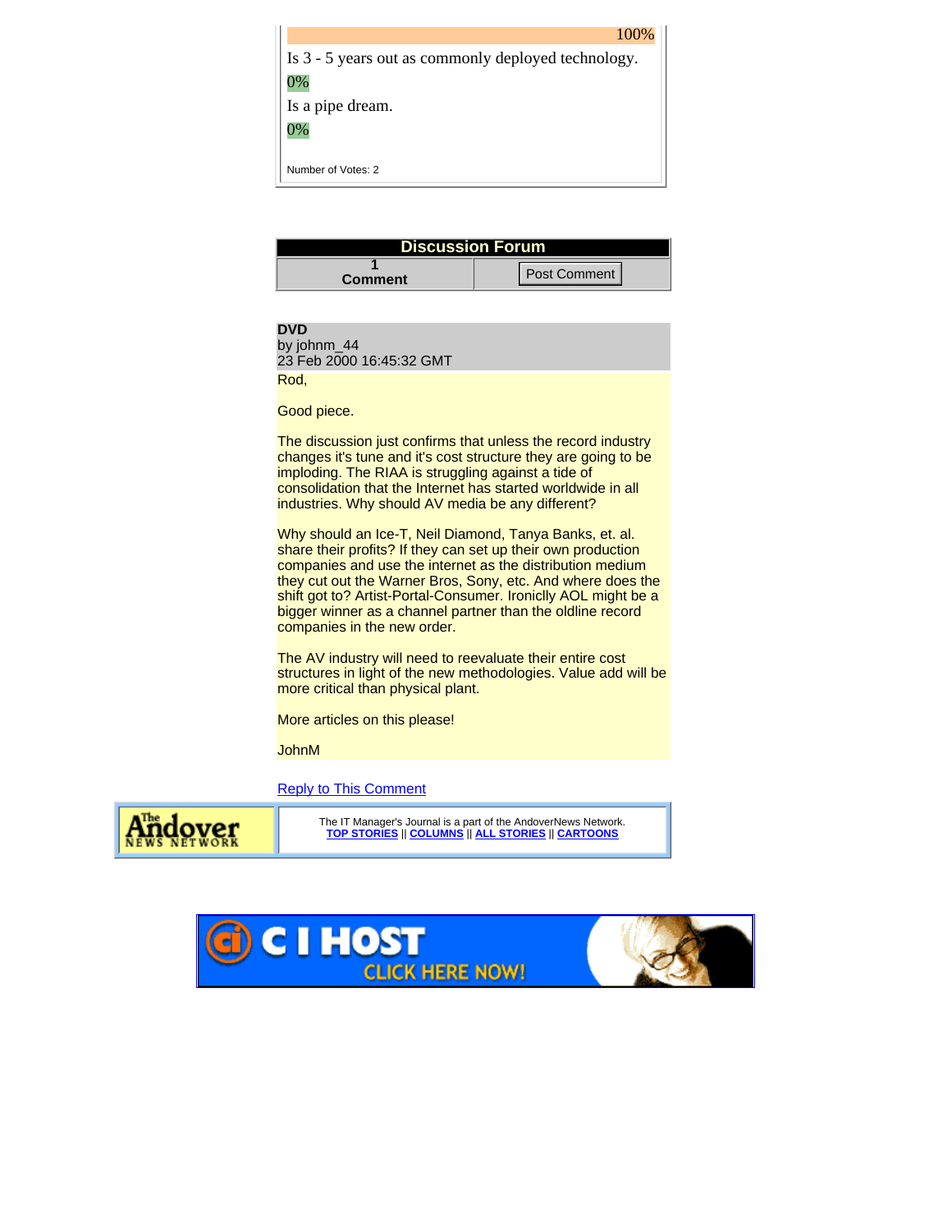100%

Is 3 - 5 years out as commonly deployed technology.

0%

Is a pipe dream.

0%

Number of Votes: 2

**Discussion Forum**

| | |
|---|---|
| **1 Comment** | Post Comment |

**DVD**
by johnm_44
23 Feb 2000 16:45:32 GMT

Rod,

Good piece.

The discussion just confirms that unless the record industry changes it's tune and it's cost structure they are going to be imploding. The RIAA is struggling against a tide of consolidation that the Internet has started worldwide in all industries. Why should AV media be any different?

Why should an Ice-T, Neil Diamond, Tanya Banks, et. al. share their profits? If they can set up their own production companies and use the internet as the distribution medium they cut out the Warner Bros, Sony, etc. And where does the shift got to? Artist-Portal-Consumer. Ironiclly AOL might be a bigger winner as a channel partner than the oldline record companies in the new order.

The AV industry will need to reevaluate their entire cost structures in light of the new methodologies. Value add will be more critical than physical plant.

More articles on this please!

JohnM

Reply to This Comment

The Andover News Network

The IT Manager's Journal is a part of the AndoverNews Network.
**TOP STORIES** || **COLUMNS** || **ALL STORIES** || **CARTOONS**

CI HOST CLICK HERE NOW!